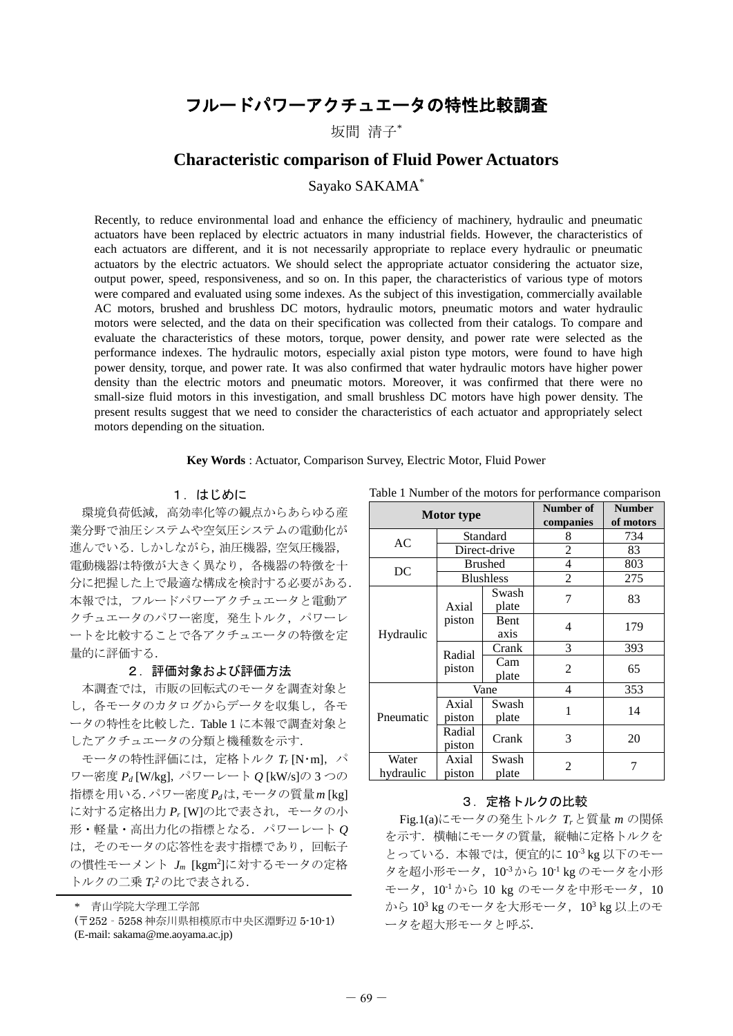# フルードパワーアクチュエータの特性比較調査

坂間 清子*

# Characteristic comparison of Fluid Power Actuators

Sayako SAKAMA*

Recently, to reduce environmental load and enhance the efficiency of machinery, hydraulic and pneumatic actuators have been replaced by electric actuators in many industrial fields. However, the characteristics of each actuators are different, and it is not necessarily appropriate to replace every hydraulic or pneumatic actuators by the electric actuators. We should select the appropriate actuator considering the actuator size, output power, speed, responsiveness, and so on. In this paper, the characteristics of various type of motors were compared and evaluated using some indexes. As the subject of this investigation, commercially available AC motors, brushed and brushless DC motors, hydraulic motors, pneumatic motors and water hydraulic motors were selected, and the data on their specification was collected from their catalogs. To compare and evaluate the characteristics of these motors, torque, power density, and power rate were selected as the performance indexes. The hydraulic motors, especially axial piston type motors, were found to have high power density, torque, and power rate. It was also confirmed that water hydraulic motors have higher power density than the electric motors and pneumatic motors. Moreover, it was confirmed that there were no small-size fluid motors in this investigation, and small brushless DC motors have high power density. The present results suggest that we need to consider the characteristics of each actuator and appropriately select motors depending on the situation.

**Key Words** : Actuator, Comparison Survey, Electric Motor, Fluid Power

## １．はじめに

環境負荷低減，高効率化等の観点からあらゆる産業分野で油圧システムや空気圧システムの電動化が進んでいる．しかしながら，油圧機器，空気圧機器，電動機器は特徴が大きく異なり，各機器の特徴を十分に把握した上で最適な構成を検討する必要がある．本報では，フルードパワーアクチュエータと電動アクチュエータのパワー密度，発生トルク，パワーレートを比較することで各アクチュエータの特徴を定量的に評価する．

## ２．評価対象および評価方法

本調査では，市販の回転式のモータを調査対象とし，各モータのカタログからデータを収集し，各モータの特性を比較した．Table 1 に本報で調査対象としたアクチュエータの分類と機種数を示す．

モータの特性評価には，定格トルク $T_r$ [N･m]，パワー密度 $P_d$ [W/kg]，パワーレート $Q$ [kW/s]の 3 つの指標を用いる．パワー密度 $P_d$ は，モータの質量 $m$ [kg]に対する定格出力 $P_r$ [W]の比で表され，モータの小形・軽量・高出力化の指標となる．パワーレート $Q$ は，そのモータの応答性を表す指標であり，回転子の慣性モーメント $J_m$ [kgm$^2$]に対するモータの定格トルクの二乗 $T_r^2$ の比で表される．

\* 青山学院大学理工学部
（〒252‐5258 神奈川県相模原市中央区淵野辺 5-10-1）
(E-mail: sakama@me.aoyama.ac.jp)

Table 1 Number of the motors for performance comparison

| Motor type | | | Number of companies | Number of motors |
|---|---|---|---|---|
| AC | Standard | | 8 | 734 |
| | Direct-drive | | 2 | 83 |
| DC | Brushed | | 4 | 803 |
| | Blushless | | 2 | 275 |
| Hydraulic | Axial piston | Swash plate | 7 | 83 |
| | | Bent axis | 4 | 179 |
| | Radial piston | Crank | 3 | 393 |
| | | Cam plate | 2 | 65 |
| Pneumatic | Vane | | 4 | 353 |
| | Axial piston | Swash plate | 1 | 14 |
| | Radial piston | Crank | 3 | 20 |
| Water hydraulic | Axial piston | Swash plate | 2 | 7 |

## ３．定格トルクの比較

Fig.1(a)にモータの発生トルク $T_r$ と質量 $m$ の関係を示す．横軸にモータの質量，縦軸に定格トルクをとっている．本報では，便宜的に $10^{-3}$ kg 以下のモータを超小形モータ，$10^{-3}$ から $10^{-1}$ kg のモータを小形モータ，$10^{-1}$ から 10 kg のモータを中形モータ，10 から $10^3$ kg のモータを大形モータ，$10^3$ kg 以上のモータを超大形モータと呼ぶ．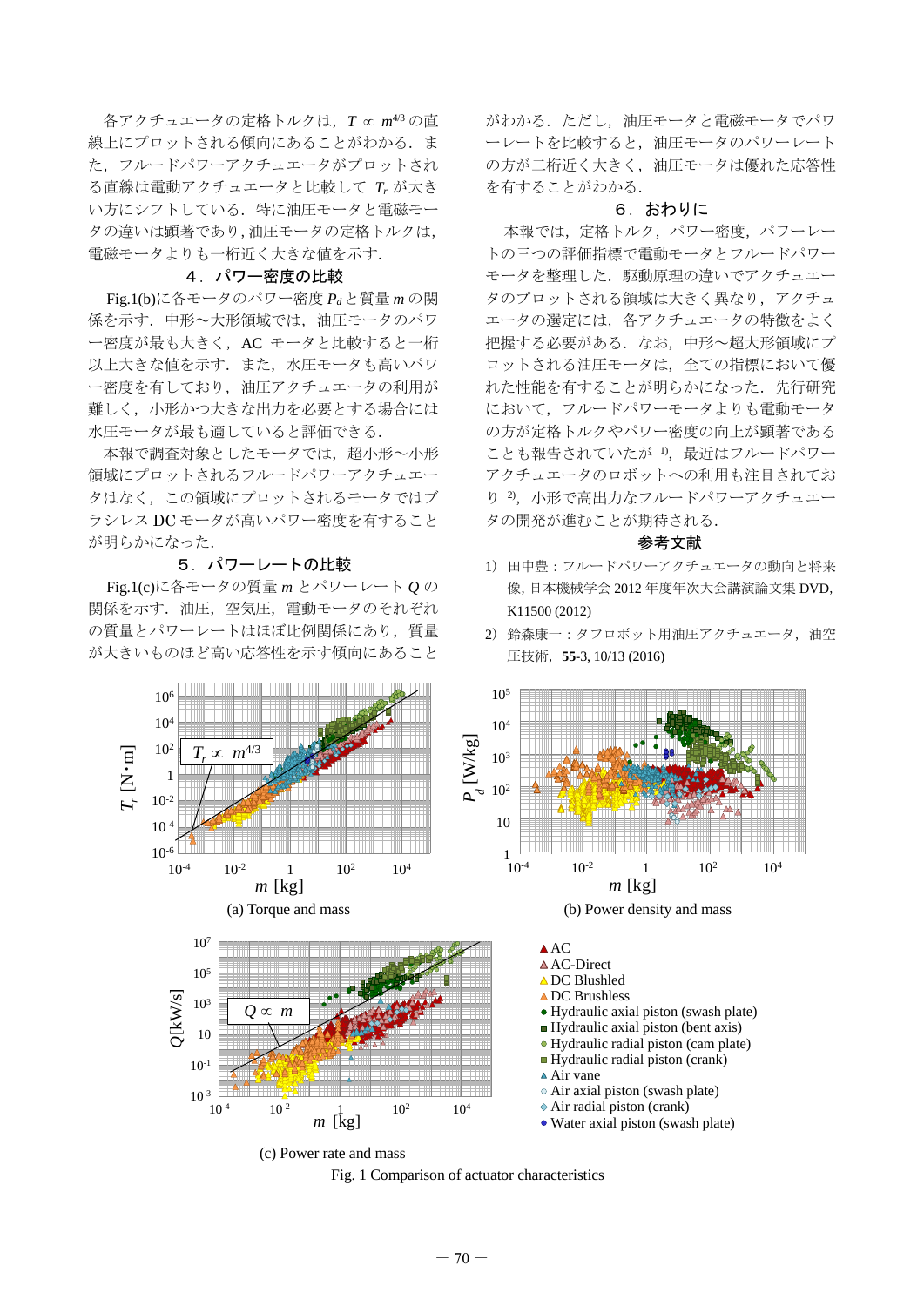各アクチュエータの定格トルクは，$T \propto m^{4/3}$ の直線上にプロットされる傾向にあることがわかる．また，フルードパワーアクチュエータがプロットされる直線は電動アクチュエータと比較して $T_r$ が大きい方にシフトしている．特に油圧モータと電磁モータの違いは顕著であり，油圧モータの定格トルクは，電磁モータよりも一桁近く大きな値を示す．

## ４．パワー密度の比較

Fig.1(b)に各モータのパワー密度 $P_d$ と質量 $m$ の関係を示す．中形～大形領域では，油圧モータのパワー密度が最も大きく，AC モータと比較すると一桁以上大きな値を示す．また，水圧モータも高いパワー密度を有しており，油圧アクチュエータの利用が難しく，小形かつ大きな出力を必要とする場合には水圧モータが最も適していると評価できる．

本報で調査対象としたモータでは，超小形～小形領域にプロットされるフルードパワーアクチュエータはなく，この領域にプロットされるモータではブラシレス DC モータが高いパワー密度を有することが明らかになった．

## ５．パワーレートの比較

Fig.1(c)に各モータの質量 $m$ とパワーレート $Q$ の関係を示す．油圧，空気圧，電動モータのそれぞれの質量とパワーレートはほぼ比例関係にあり，質量が大きいものほど高い応答性を示す傾向にあることがわかる．ただし，油圧モータと電磁モータでパワーレートを比較すると，油圧モータのパワーレートの方が二桁近く大きく，油圧モータは優れた応答性を有することがわかる．

## ６．おわりに

本報では，定格トルク，パワー密度，パワーレートの三つの評価指標で電動モータとフルードパワーモータを整理した．駆動原理の違いでアクチュエータのプロットされる領域は大きく異なり，アクチュエータの選定には，各アクチュエータの特徴をよく把握する必要がある．なお，中形～超大形領域にプロットされる油圧モータは，全ての指標において優れた性能を有することが明らかになった．先行研究において，フルードパワーモータよりも電動モータの方が定格トルクやパワー密度の向上が顕著であることも報告されていたが [1]，最近はフルードパワーアクチュエータのロボットへの利用も注目されており [2]，小形で高出力なフルードパワーアクチュエータの開発が進むことが期待される．

## 参考文献

1) 田中豊：フルードパワーアクチュエータの動向と将来像，日本機械学会 2012 年度年次大会講演論文集 DVD，K11500 (2012)
2) 鈴森康一：タフロボット用油圧アクチュエータ，油空圧技術，**55**-3, 10/13 (2016)

$T_r$ [N·m]
$10^6$
$10^4$
$10^2$
1
$10^{-2}$
$10^{-4}$
$10^{-6}$
$T_r \propto m^{4/3}$
$10^{-4}$ $10^{-2}$ 1 $10^2$ $10^4$
$m$ [kg]

(a) Torque and mass

$P_d$ [W/kg]
$10^5$
$10^4$
$10^3$
$10^2$
10
1
$10^{-4}$ $10^{-2}$ 1 $10^2$ $10^4$
$m$ [kg]

(b) Power density and mass

Q[kW/s]
$10^7$
$10^5$
$10^3$
10
$10^{-1}$
$10^{-3}$
$Q \propto m$
$10^{-4}$ $10^{-2}$ 1 $10^2$ $10^4$
$m$ [kg]

(c) Power rate and mass

▲ AC
▲ AC-Direct
▲ DC Blushled
▲ DC Brushless
● Hydraulic axial piston (swash plate)
■ Hydraulic axial piston (bent axis)
● Hydraulic radial piston (cam plate)
■ Hydraulic radial piston (crank)
▲ Air vane
○ Air axial piston (swash plate)
◇ Air radial piston (crank)
● Water axial piston (swash plate)

Fig. 1 Comparison of actuator characteristics